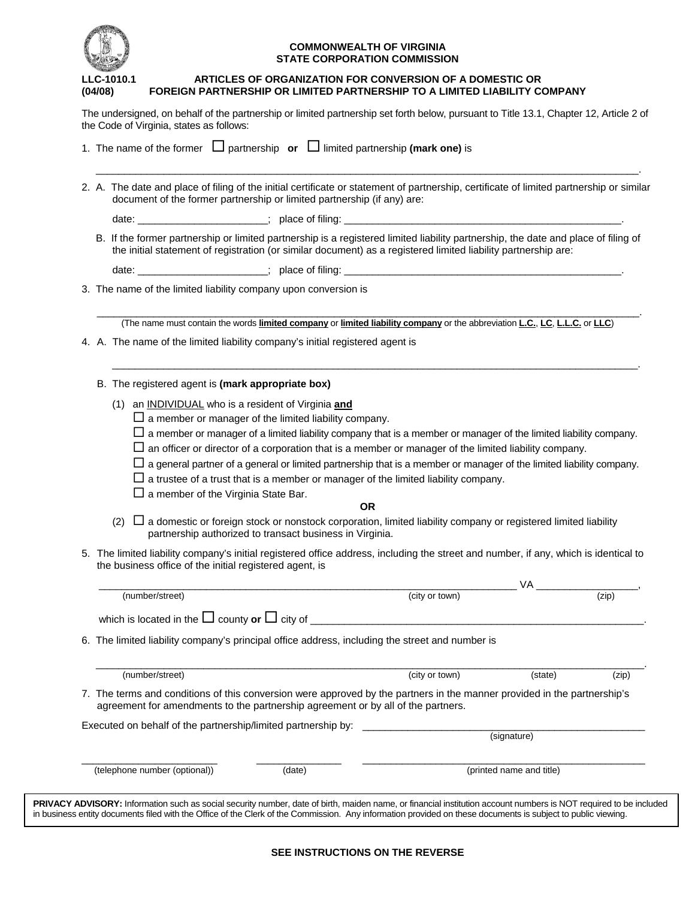**COMMONWEALTH OF VIRGINIA**
**STATE CORPORATION COMMISSION**

**LLC-1010.1** **ARTICLES OF ORGANIZATION FOR CONVERSION OF A DOMESTIC OR**
**(04/08)** **FOREIGN PARTNERSHIP OR LIMITED PARTNERSHIP TO A LIMITED LIABILITY COMPANY**

The undersigned, on behalf of the partnership or limited partnership set forth below, pursuant to Title 13.1, Chapter 12, Article 2 of the Code of Virginia, states as follows:

1. The name of the former ☐ partnership **or** ☐ limited partnership **(mark one)** is

   ______________________________________________________________________________.

2. A. The date and place of filing of the initial certificate or statement of partnership, certificate of limited partnership or similar document of the former partnership or limited partnership (if any) are:

   date: ______________________; place of filing: ______________________________________________.

   B. If the former partnership or limited partnership is a registered limited liability partnership, the date and place of filing of the initial statement of registration (or similar document) as a registered limited liability partnership are:

   date: ______________________; place of filing: ______________________________________________.

3. The name of the limited liability company upon conversion is

   ______________________________________________________________________________.
   (The name must contain the words **limited company** or **limited liability company** or the abbreviation **L.C.**, **LC**, **L.L.C.** or **LLC**)

4. A. The name of the limited liability company's initial registered agent is

   ______________________________________________________________________________.

   B. The registered agent is **(mark appropriate box)**

   (1) an INDIVIDUAL who is a resident of Virginia **and**
   - ☐ a member or manager of the limited liability company.
   - ☐ a member or manager of a limited liability company that is a member or manager of the limited liability company.
   - ☐ an officer or director of a corporation that is a member or manager of the limited liability company.
   - ☐ a general partner of a general or limited partnership that is a member or manager of the limited liability company.
   - ☐ a trustee of a trust that is a member or manager of the limited liability company.
   - ☐ a member of the Virginia State Bar.

   **OR**

   (2) ☐ a domestic or foreign stock or nonstock corporation, limited liability company or registered limited liability partnership authorized to transact business in Virginia.

5. The limited liability company's initial registered office address, including the street and number, if any, which is identical to the business office of the initial registered agent, is

   ______________________________________________________________ VA ________________,
   (number/street) (city or town) (zip)

   which is located in the ☐ county **or** ☐ city of ______________________________________________.

6. The limited liability company's principal office address, including the street and number is

   ______________________________________________________________________________.
   (number/street) (city or town) (state) (zip)

7. The terms and conditions of this conversion were approved by the partners in the manner provided in the partnership's agreement for amendments to the partnership agreement or by all of the partners.

Executed on behalf of the partnership/limited partnership by: ______________________________________________
(signature)

______________________ ______________ ______________________________________________
(telephone number (optional)) (date) (printed name and title)

**PRIVACY ADVISORY:** Information such as social security number, date of birth, maiden name, or financial institution account numbers is NOT required to be included in business entity documents filed with the Office of the Clerk of the Commission. Any information provided on these documents is subject to public viewing.

**SEE INSTRUCTIONS ON THE REVERSE**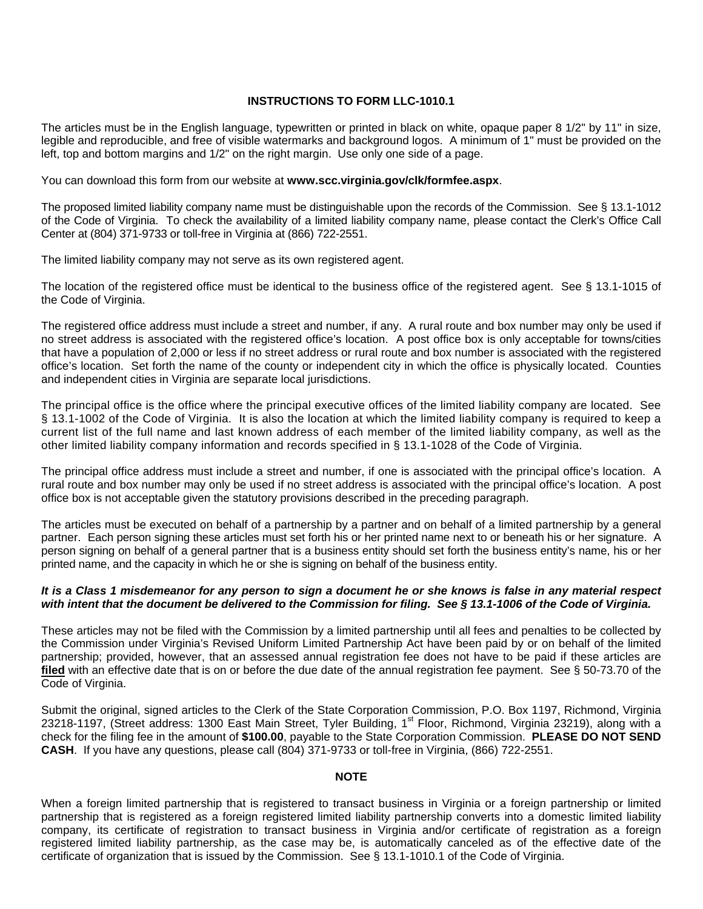## INSTRUCTIONS TO FORM LLC-1010.1

The articles must be in the English language, typewritten or printed in black on white, opaque paper 8 1/2" by 11" in size, legible and reproducible, and free of visible watermarks and background logos. A minimum of 1" must be provided on the left, top and bottom margins and 1/2" on the right margin. Use only one side of a page.

You can download this form from our website at **www.scc.virginia.gov/clk/formfee.aspx**.

The proposed limited liability company name must be distinguishable upon the records of the Commission. See § 13.1-1012 of the Code of Virginia. To check the availability of a limited liability company name, please contact the Clerk's Office Call Center at (804) 371-9733 or toll-free in Virginia at (866) 722-2551.

The limited liability company may not serve as its own registered agent.

The location of the registered office must be identical to the business office of the registered agent. See § 13.1-1015 of the Code of Virginia.

The registered office address must include a street and number, if any. A rural route and box number may only be used if no street address is associated with the registered office's location. A post office box is only acceptable for towns/cities that have a population of 2,000 or less if no street address or rural route and box number is associated with the registered office's location. Set forth the name of the county or independent city in which the office is physically located. Counties and independent cities in Virginia are separate local jurisdictions.

The principal office is the office where the principal executive offices of the limited liability company are located. See § 13.1-1002 of the Code of Virginia. It is also the location at which the limited liability company is required to keep a current list of the full name and last known address of each member of the limited liability company, as well as the other limited liability company information and records specified in § 13.1-1028 of the Code of Virginia.

The principal office address must include a street and number, if one is associated with the principal office's location. A rural route and box number may only be used if no street address is associated with the principal office's location. A post office box is not acceptable given the statutory provisions described in the preceding paragraph.

The articles must be executed on behalf of a partnership by a partner and on behalf of a limited partnership by a general partner. Each person signing these articles must set forth his or her printed name next to or beneath his or her signature. A person signing on behalf of a general partner that is a business entity should set forth the business entity's name, his or her printed name, and the capacity in which he or she is signing on behalf of the business entity.

***It is a Class 1 misdemeanor for any person to sign a document he or she knows is false in any material respect with intent that the document be delivered to the Commission for filing. See § 13.1-1006 of the Code of Virginia.***

These articles may not be filed with the Commission by a limited partnership until all fees and penalties to be collected by the Commission under Virginia's Revised Uniform Limited Partnership Act have been paid by or on behalf of the limited partnership; provided, however, that an assessed annual registration fee does not have to be paid if these articles are **filed** with an effective date that is on or before the due date of the annual registration fee payment. See § 50-73.70 of the Code of Virginia.

Submit the original, signed articles to the Clerk of the State Corporation Commission, P.O. Box 1197, Richmond, Virginia 23218-1197, (Street address: 1300 East Main Street, Tyler Building, 1st Floor, Richmond, Virginia 23219), along with a check for the filing fee in the amount of **$100.00**, payable to the State Corporation Commission. **PLEASE DO NOT SEND CASH**. If you have any questions, please call (804) 371-9733 or toll-free in Virginia, (866) 722-2551.

### NOTE

When a foreign limited partnership that is registered to transact business in Virginia or a foreign partnership or limited partnership that is registered as a foreign registered limited liability partnership converts into a domestic limited liability company, its certificate of registration to transact business in Virginia and/or certificate of registration as a foreign registered limited liability partnership, as the case may be, is automatically canceled as of the effective date of the certificate of organization that is issued by the Commission. See § 13.1-1010.1 of the Code of Virginia.